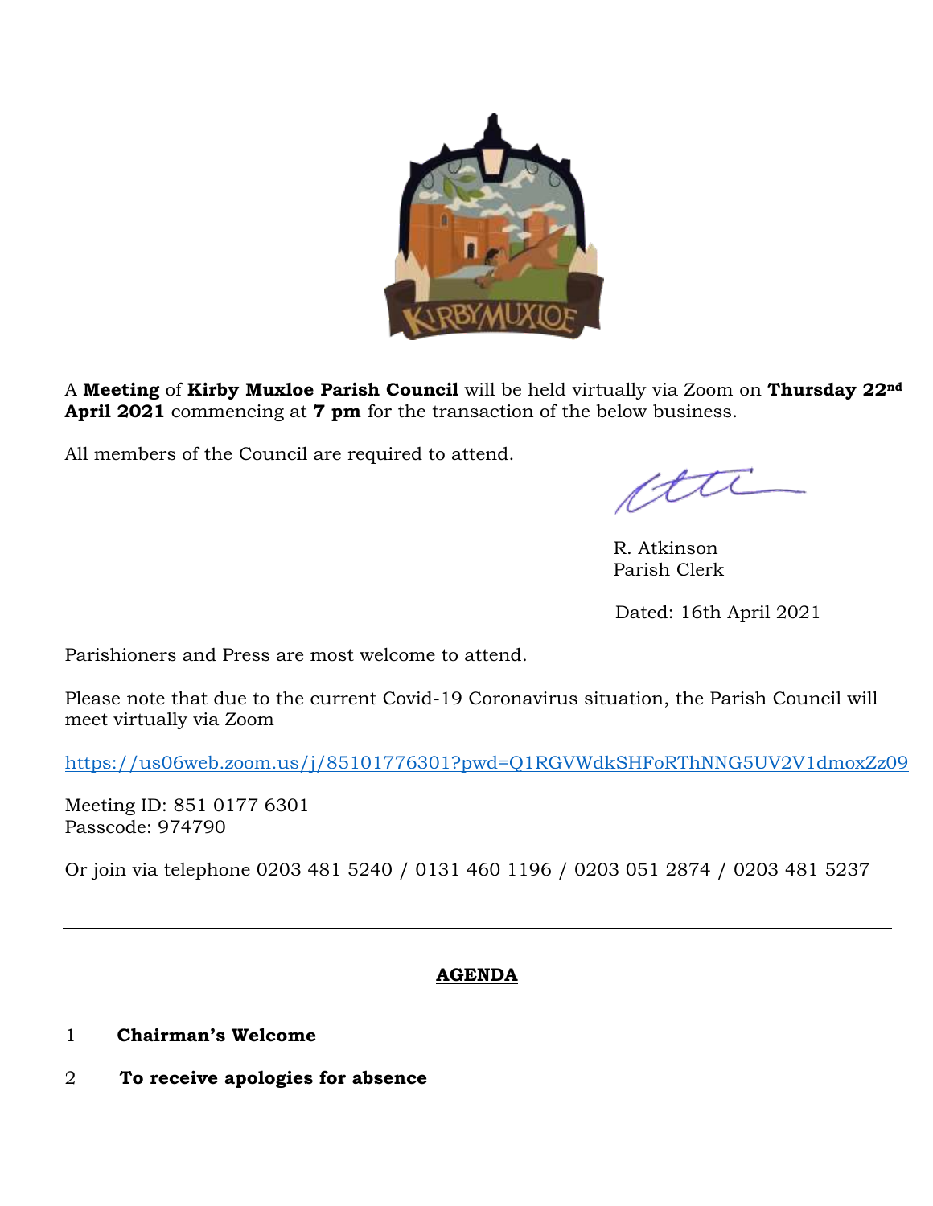A **Meeting** of **Kirby Muxloe Parish Council** will be held virtually via Zoom on **Thursday 22nd April 2021** commencing at **7 pm** for the transaction of the below business.

All members of the Council are required to attend.

R. Atkinson
Parish Clerk

Dated: 16th April 2021

Parishioners and Press are most welcome to attend.

Please note that due to the current Covid-19 Coronavirus situation, the Parish Council will meet virtually via Zoom

https://us06web.zoom.us/j/85101776301?pwd=Q1RGVWdkSHFoRThNNG5UV2V1dmoxZz09

Meeting ID: 851 0177 6301
Passcode: 974790

Or join via telephone 0203 481 5240 / 0131 460 1196 / 0203 051 2874 / 0203 481 5237

---

## AGENDA

1 **Chairman's Welcome**

2 **To receive apologies for absence**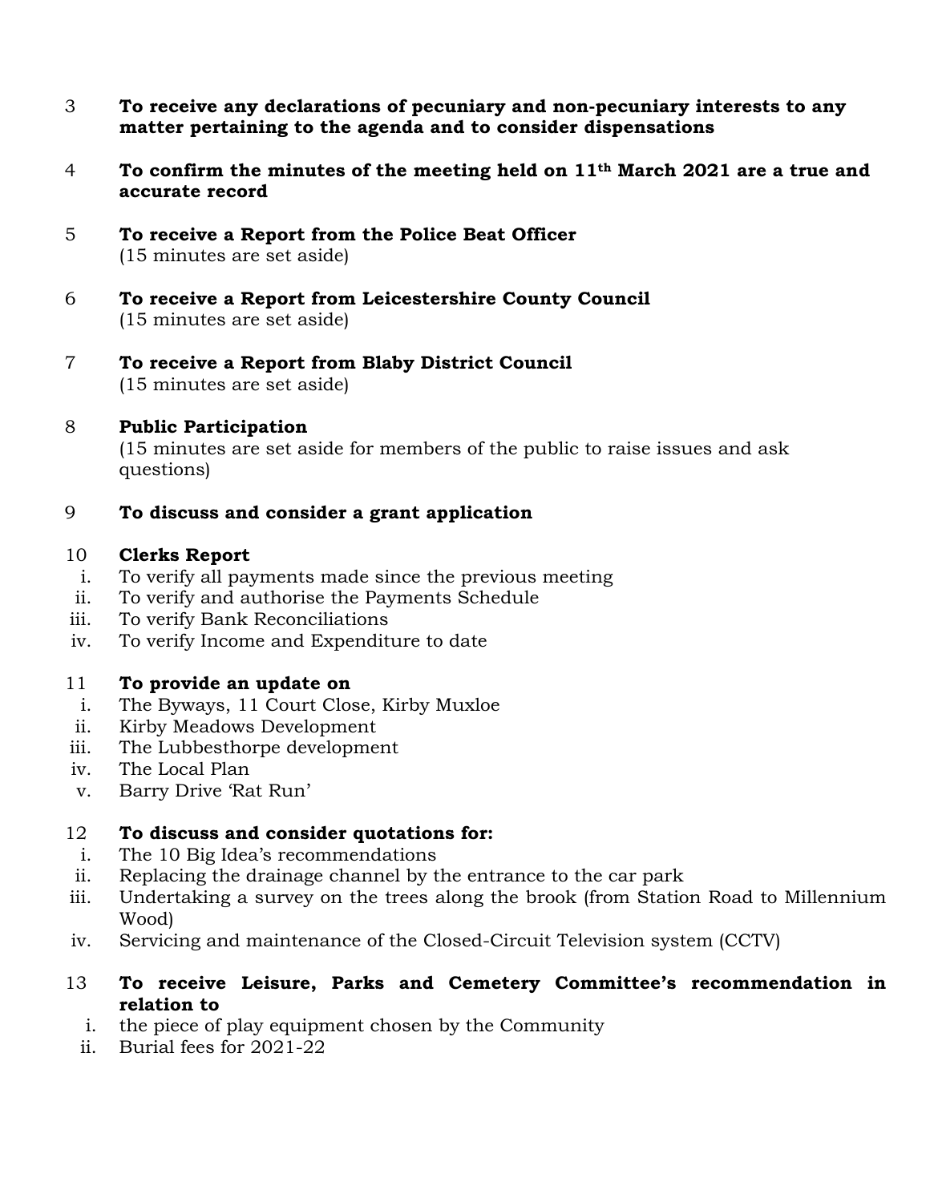3 **To receive any declarations of pecuniary and non-pecuniary interests to any matter pertaining to the agenda and to consider dispensations**

4 **To confirm the minutes of the meeting held on 11th March 2021 are a true and accurate record**

5 **To receive a Report from the Police Beat Officer**
(15 minutes are set aside)

6 **To receive a Report from Leicestershire County Council**
(15 minutes are set aside)

7 **To receive a Report from Blaby District Council**
(15 minutes are set aside)

8 **Public Participation**
(15 minutes are set aside for members of the public to raise issues and ask questions)

9 **To discuss and consider a grant application**

10 **Clerks Report**
- i. To verify all payments made since the previous meeting
- ii. To verify and authorise the Payments Schedule
- iii. To verify Bank Reconciliations
- iv. To verify Income and Expenditure to date

11 **To provide an update on**
- i. The Byways, 11 Court Close, Kirby Muxloe
- ii. Kirby Meadows Development
- iii. The Lubbesthorpe development
- iv. The Local Plan
- v. Barry Drive 'Rat Run'

12 **To discuss and consider quotations for:**
- i. The 10 Big Idea's recommendations
- ii. Replacing the drainage channel by the entrance to the car park
- iii. Undertaking a survey on the trees along the brook (from Station Road to Millennium Wood)
- iv. Servicing and maintenance of the Closed-Circuit Television system (CCTV)

13 **To receive Leisure, Parks and Cemetery Committee's recommendation in relation to**
- i. the piece of play equipment chosen by the Community
- ii. Burial fees for 2021-22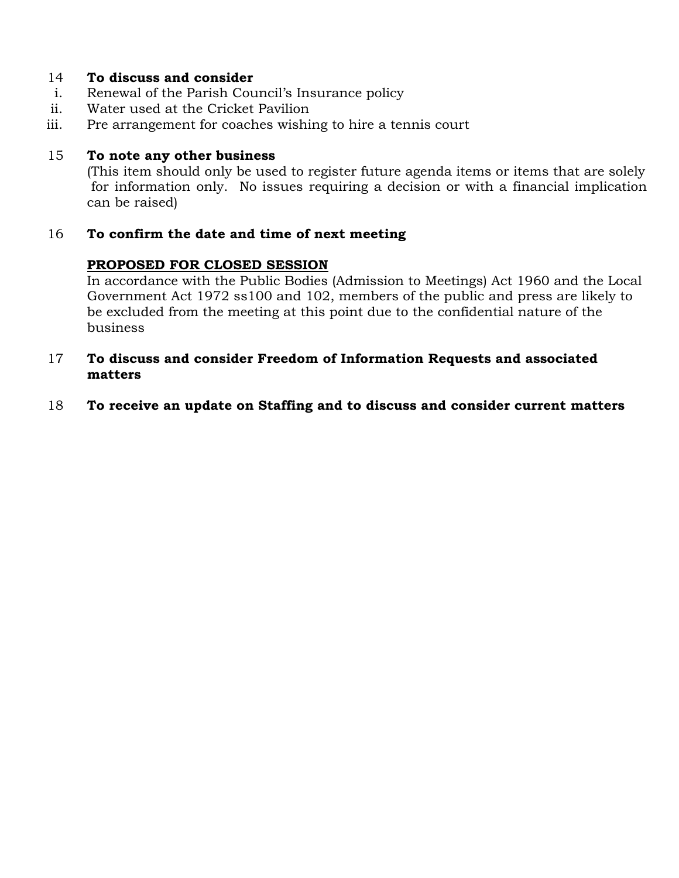14 **To discuss and consider**

i. Renewal of the Parish Council's Insurance policy
ii. Water used at the Cricket Pavilion
iii. Pre arrangement for coaches wishing to hire a tennis court

15 **To note any other business**

(This item should only be used to register future agenda items or items that are solely for information only. No issues requiring a decision or with a financial implication can be raised)

16 **To confirm the date and time of next meeting**

**PROPOSED FOR CLOSED SESSION**

In accordance with the Public Bodies (Admission to Meetings) Act 1960 and the Local Government Act 1972 ss100 and 102, members of the public and press are likely to be excluded from the meeting at this point due to the confidential nature of the business

17 **To discuss and consider Freedom of Information Requests and associated matters**

18 **To receive an update on Staffing and to discuss and consider current matters**